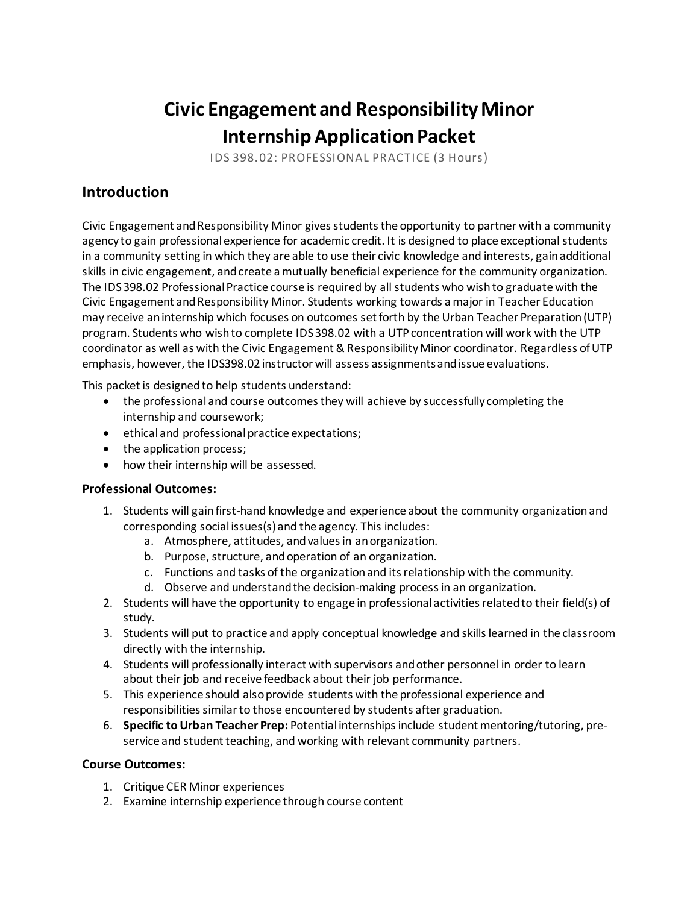# Civic Engagement and Responsibility Minor
# Internship Application Packet

IDS 398.02: PROFESSIONAL PRACTICE (3 Hours)

## Introduction

Civic Engagement and Responsibility Minor gives students the opportunity to partner with a community agency to gain professional experience for academic credit. It is designed to place exceptional students in a community setting in which they are able to use their civic knowledge and interests, gain additional skills in civic engagement, and create a mutually beneficial experience for the community organization. The IDS 398.02 Professional Practice course is required by all students who wish to graduate with the Civic Engagement and Responsibility Minor. Students working towards a major in Teacher Education may receive an internship which focuses on outcomes set forth by the Urban Teacher Preparation (UTP) program. Students who wish to complete IDS 398.02 with a UTP concentration will work with the UTP coordinator as well as with the Civic Engagement & Responsibility Minor coordinator. Regardless of UTP emphasis, however, the IDS398.02 instructor will assess assignments and issue evaluations.

This packet is designed to help students understand:

- the professional and course outcomes they will achieve by successfully completing the internship and coursework;
- ethical and professional practice expectations;
- the application process;
- how their internship will be assessed.

### Professional Outcomes:

1. Students will gain first-hand knowledge and experience about the community organization and corresponding social issues(s) and the agency. This includes:
   a. Atmosphere, attitudes, and values in an organization.
   b. Purpose, structure, and operation of an organization.
   c. Functions and tasks of the organization and its relationship with the community.
   d. Observe and understand the decision-making process in an organization.
2. Students will have the opportunity to engage in professional activities related to their field(s) of study.
3. Students will put to practice and apply conceptual knowledge and skills learned in the classroom directly with the internship.
4. Students will professionally interact with supervisors and other personnel in order to learn about their job and receive feedback about their job performance.
5. This experience should also provide students with the professional experience and responsibilities similar to those encountered by students after graduation.
6. **Specific to Urban Teacher Prep:** Potential internships include student mentoring/tutoring, pre-service and student teaching, and working with relevant community partners.

### Course Outcomes:

1. Critique CER Minor experiences
2. Examine internship experience through course content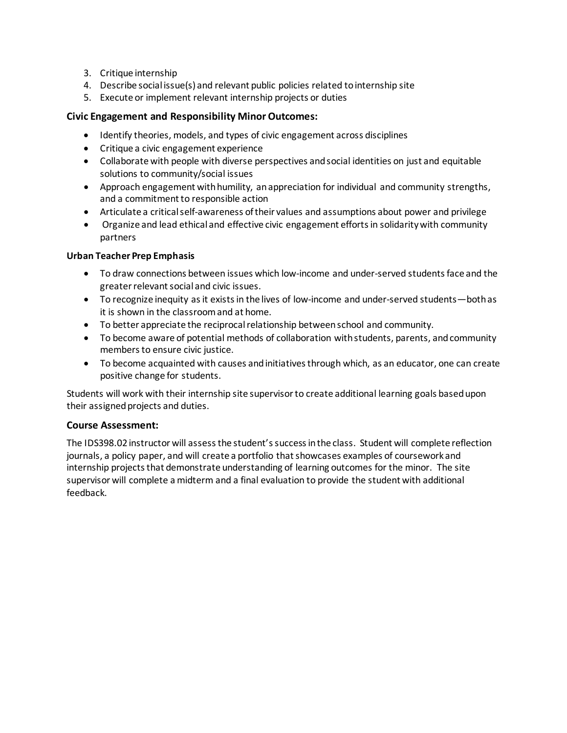3. Critique internship
4. Describe social issue(s) and relevant public policies related to internship site
5. Execute or implement relevant internship projects or duties

### Civic Engagement and Responsibility Minor Outcomes:

- Identify theories, models, and types of civic engagement across disciplines
- Critique a civic engagement experience
- Collaborate with people with diverse perspectives and social identities on just and equitable solutions to community/social issues
- Approach engagement with humility, an appreciation for individual and community strengths, and a commitment to responsible action
- Articulate a critical self-awareness of their values and assumptions about power and privilege
- Organize and lead ethical and effective civic engagement efforts in solidarity with community partners

#### Urban Teacher Prep Emphasis

- To draw connections between issues which low-income and under-served students face and the greater relevant social and civic issues.
- To recognize inequity as it exists in the lives of low-income and under-served students—both as it is shown in the classroom and at home.
- To better appreciate the reciprocal relationship between school and community.
- To become aware of potential methods of collaboration with students, parents, and community members to ensure civic justice.
- To become acquainted with causes and initiatives through which, as an educator, one can create positive change for students.

Students will work with their internship site supervisor to create additional learning goals based upon their assigned projects and duties.

### Course Assessment:

The IDS398.02 instructor will assess the student's success in the class. Student will complete reflection journals, a policy paper, and will create a portfolio that showcases examples of coursework and internship projects that demonstrate understanding of learning outcomes for the minor. The site supervisor will complete a midterm and a final evaluation to provide the student with additional feedback.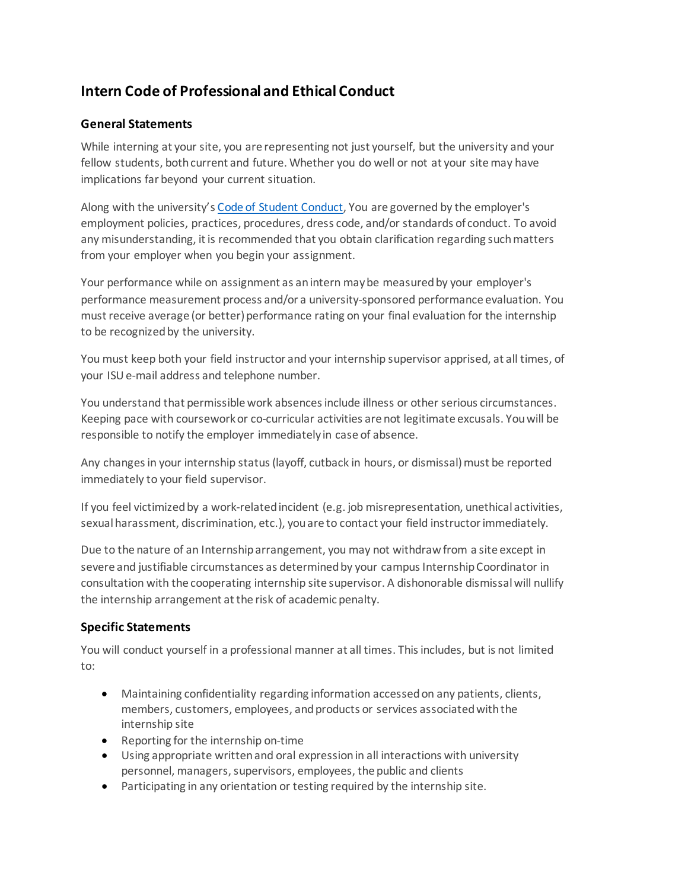# Intern Code of Professional and Ethical Conduct

## General Statements

While interning at your site, you are representing not just yourself, but the university and your fellow students, both current and future. Whether you do well or not at your site may have implications far beyond your current situation.

Along with the university's [Code of Student Conduct](), You are governed by the employer's employment policies, practices, procedures, dress code, and/or standards of conduct. To avoid any misunderstanding, it is recommended that you obtain clarification regarding such matters from your employer when you begin your assignment.

Your performance while on assignment as an intern may be measured by your employer's performance measurement process and/or a university-sponsored performance evaluation. You must receive average (or better) performance rating on your final evaluation for the internship to be recognized by the university.

You must keep both your field instructor and your internship supervisor apprised, at all times, of your ISU e-mail address and telephone number.

You understand that permissible work absences include illness or other serious circumstances. Keeping pace with coursework or co-curricular activities are not legitimate excusals. You will be responsible to notify the employer immediately in case of absence.

Any changes in your internship status (layoff, cutback in hours, or dismissal) must be reported immediately to your field supervisor.

If you feel victimized by a work-related incident (e.g. job misrepresentation, unethical activities, sexual harassment, discrimination, etc.), you are to contact your field instructor immediately.

Due to the nature of an Internship arrangement, you may not withdraw from a site except in severe and justifiable circumstances as determined by your campus Internship Coordinator in consultation with the cooperating internship site supervisor. A dishonorable dismissal will nullify the internship arrangement at the risk of academic penalty.

## Specific Statements

You will conduct yourself in a professional manner at all times. This includes, but is not limited to:

- Maintaining confidentiality regarding information accessed on any patients, clients, members, customers, employees, and products or services associated with the internship site
- Reporting for the internship on-time
- Using appropriate written and oral expression in all interactions with university personnel, managers, supervisors, employees, the public and clients
- Participating in any orientation or testing required by the internship site.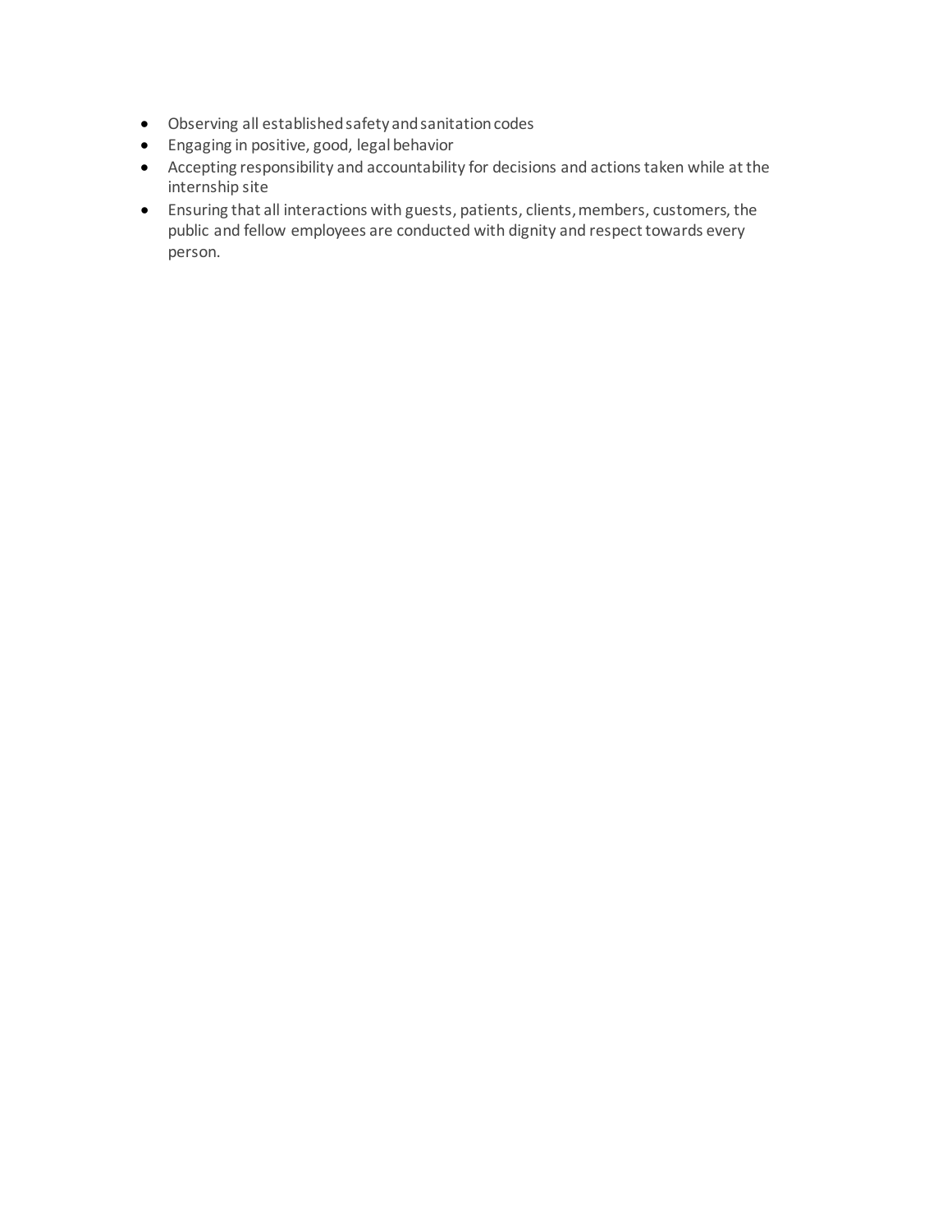- Observing all established safety and sanitation codes
- Engaging in positive, good, legal behavior
- Accepting responsibility and accountability for decisions and actions taken while at the internship site
- Ensuring that all interactions with guests, patients, clients, members, customers, the public and fellow employees are conducted with dignity and respect towards every person.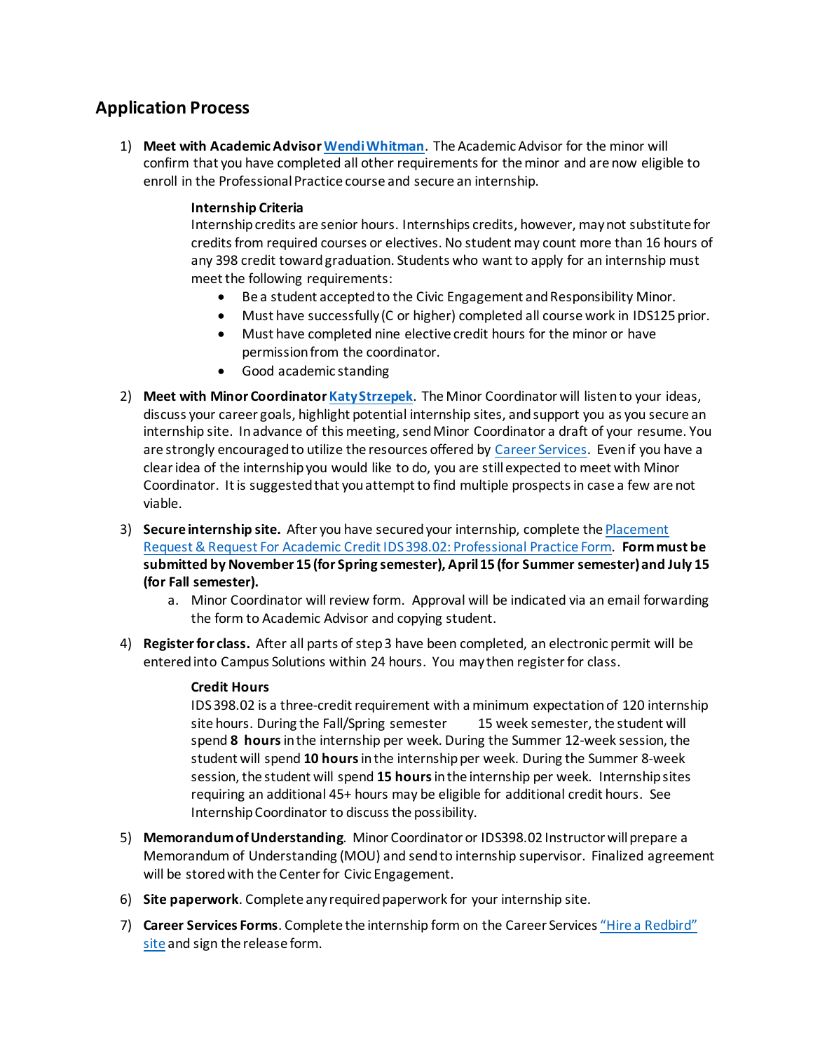## Application Process

1) **Meet with Academic Advisor Wendi Whitman**. The Academic Advisor for the minor will confirm that you have completed all other requirements for the minor and are now eligible to enroll in the Professional Practice course and secure an internship.

   **Internship Criteria**
   Internship credits are senior hours. Internships credits, however, may not substitute for credits from required courses or electives. No student may count more than 16 hours of any 398 credit toward graduation. Students who want to apply for an internship must meet the following requirements:

   - Be a student accepted to the Civic Engagement and Responsibility Minor.
   - Must have successfully (C or higher) completed all course work in IDS125 prior.
   - Must have completed nine elective credit hours for the minor or have permission from the coordinator.
   - Good academic standing

2) **Meet with Minor Coordinator Katy Strzepek**. The Minor Coordinator will listen to your ideas, discuss your career goals, highlight potential internship sites, and support you as you secure an internship site. In advance of this meeting, send Minor Coordinator a draft of your resume. You are strongly encouraged to utilize the resources offered by Career Services. Even if you have a clear idea of the internship you would like to do, you are still expected to meet with Minor Coordinator. It is suggested that you attempt to find multiple prospects in case a few are not viable.

3) **Secure internship site.** After you have secured your internship, complete the Placement Request & Request For Academic Credit IDS 398.02: Professional Practice Form. **Form must be submitted by November 15 (for Spring semester), April 15 (for Summer semester) and July 15 (for Fall semester).**
   a. Minor Coordinator will review form. Approval will be indicated via an email forwarding the form to Academic Advisor and copying student.

4) **Register for class.** After all parts of step 3 have been completed, an electronic permit will be entered into Campus Solutions within 24 hours. You may then register for class.

   **Credit Hours**
   IDS 398.02 is a three-credit requirement with a minimum expectation of 120 internship site hours. During the Fall/Spring semester 15 week semester, the student will spend **8 hours** in the internship per week. During the Summer 12-week session, the student will spend **10 hours** in the internship per week. During the Summer 8-week session, the student will spend **15 hours** in the internship per week. Internship sites requiring an additional 45+ hours may be eligible for additional credit hours. See Internship Coordinator to discuss the possibility.

5) **Memorandum of Understanding**. Minor Coordinator or IDS398.02 Instructor will prepare a Memorandum of Understanding (MOU) and send to internship supervisor. Finalized agreement will be stored with the Center for Civic Engagement.

6) **Site paperwork**. Complete any required paperwork for your internship site.

7) **Career Services Forms**. Complete the internship form on the Career Services "Hire a Redbird" site and sign the release form.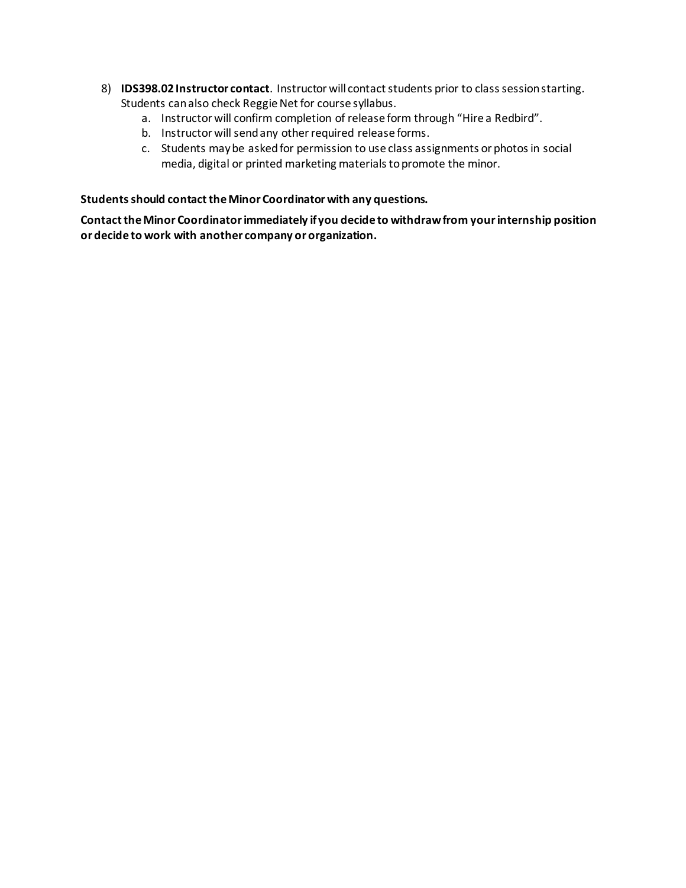8) **IDS398.02 Instructor contact**. Instructor will contact students prior to class session starting. Students can also check Reggie Net for course syllabus.
    a. Instructor will confirm completion of release form through "Hire a Redbird".
    b. Instructor will send any other required release forms.
    c. Students may be asked for permission to use class assignments or photos in social media, digital or printed marketing materials to promote the minor.

**Students should contact the Minor Coordinator with any questions.**

**Contact the Minor Coordinator immediately if you decide to withdraw from your internship position or decide to work with another company or organization.**